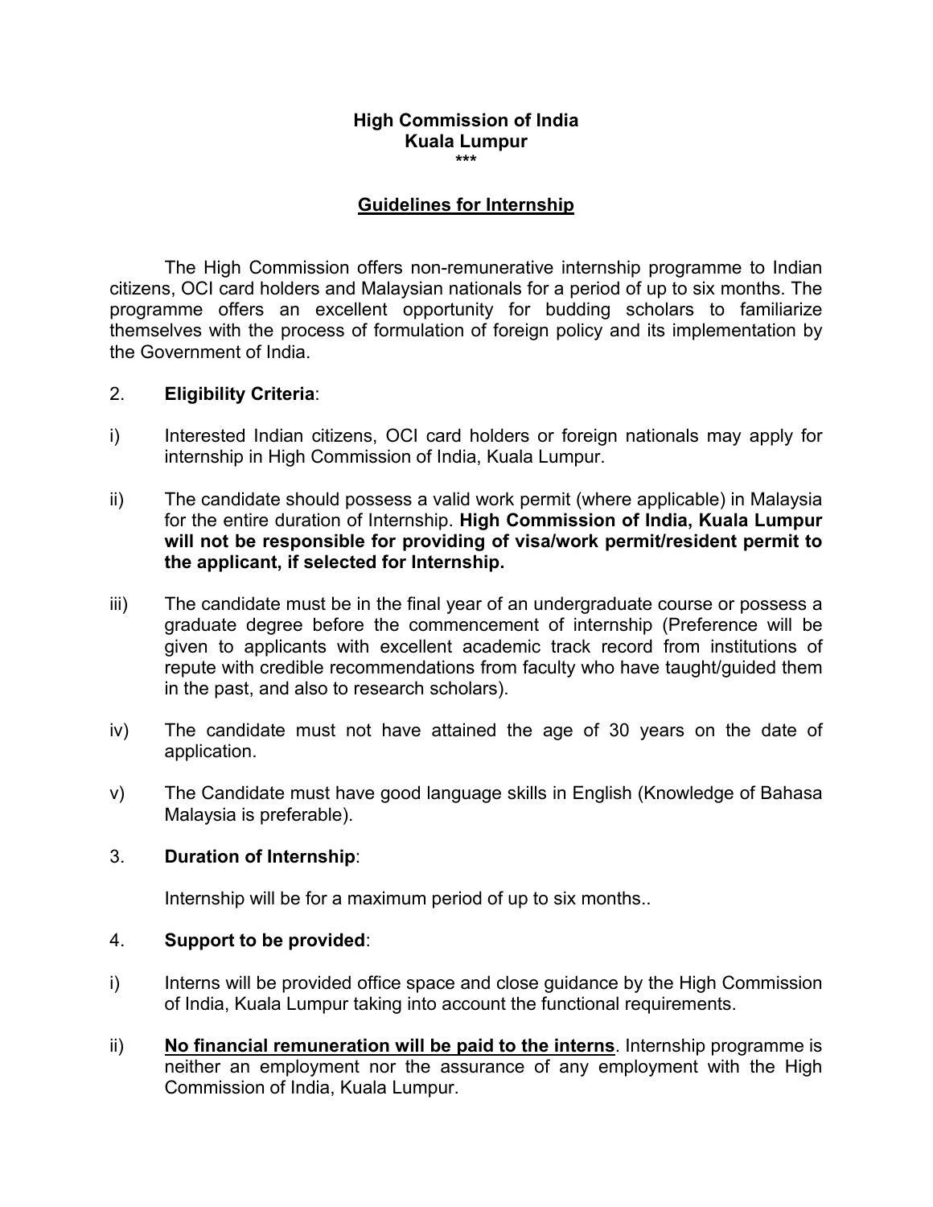**High Commission of India**
**Kuala Lumpur**
***

## Guidelines for Internship

The High Commission offers non-remunerative internship programme to Indian citizens, OCI card holders and Malaysian nationals for a period of up to six months. The programme offers an excellent opportunity for budding scholars to familiarize themselves with the process of formulation of foreign policy and its implementation by the Government of India.

2. **Eligibility Criteria**:

i) Interested Indian citizens, OCI card holders or foreign nationals may apply for internship in High Commission of India, Kuala Lumpur.

ii) The candidate should possess a valid work permit (where applicable) in Malaysia for the entire duration of Internship. **High Commission of India, Kuala Lumpur will not be responsible for providing of visa/work permit/resident permit to the applicant, if selected for Internship.**

iii) The candidate must be in the final year of an undergraduate course or possess a graduate degree before the commencement of internship (Preference will be given to applicants with excellent academic track record from institutions of repute with credible recommendations from faculty who have taught/guided them in the past, and also to research scholars).

iv) The candidate must not have attained the age of 30 years on the date of application.

v) The Candidate must have good language skills in English (Knowledge of Bahasa Malaysia is preferable).

3. **Duration of Internship**:

Internship will be for a maximum period of up to six months..

4. **Support to be provided**:

i) Interns will be provided office space and close guidance by the High Commission of India, Kuala Lumpur taking into account the functional requirements.

ii) **No financial remuneration will be paid to the interns**. Internship programme is neither an employment nor the assurance of any employment with the High Commission of India, Kuala Lumpur.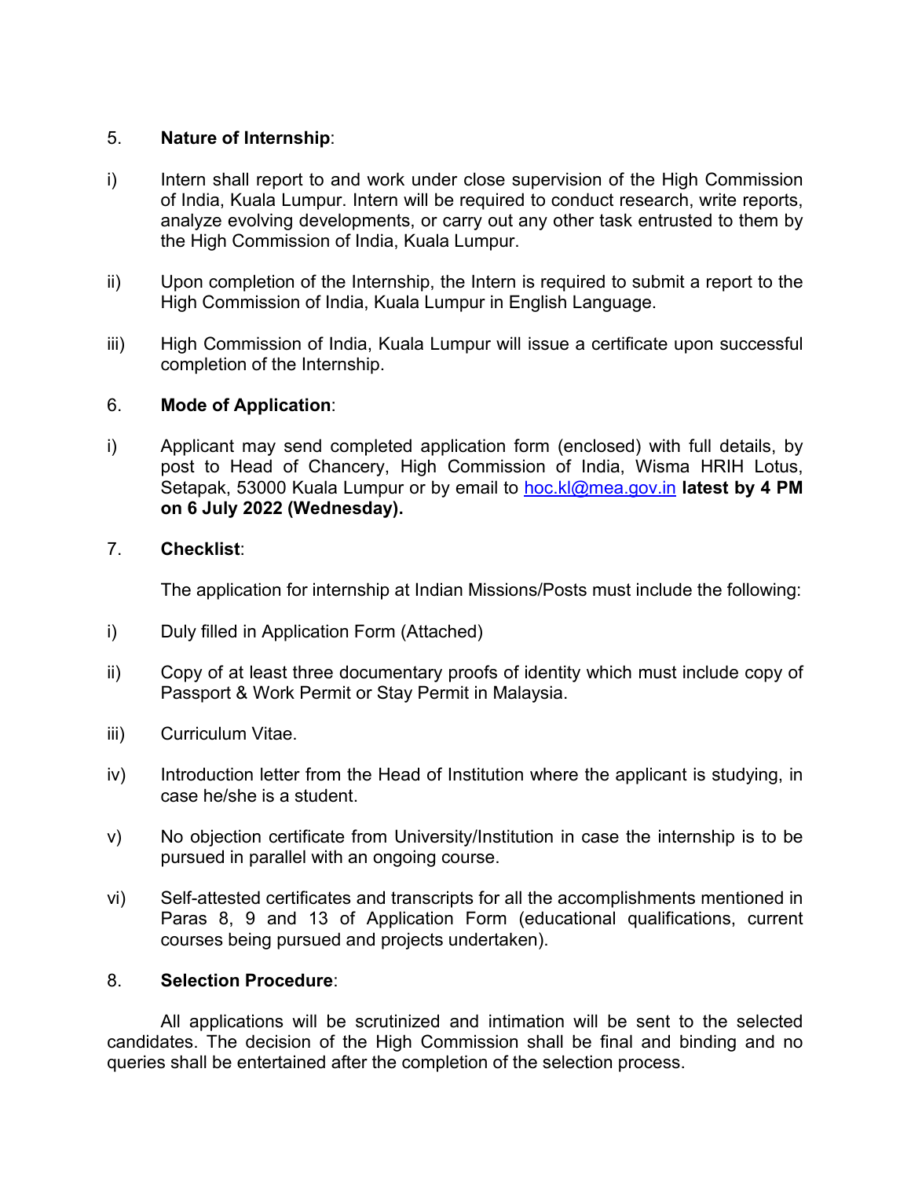5. **Nature of Internship**:

i) Intern shall report to and work under close supervision of the High Commission of India, Kuala Lumpur. Intern will be required to conduct research, write reports, analyze evolving developments, or carry out any other task entrusted to them by the High Commission of India, Kuala Lumpur.

ii) Upon completion of the Internship, the Intern is required to submit a report to the High Commission of India, Kuala Lumpur in English Language.

iii) High Commission of India, Kuala Lumpur will issue a certificate upon successful completion of the Internship.

6. **Mode of Application**:

i) Applicant may send completed application form (enclosed) with full details, by post to Head of Chancery, High Commission of India, Wisma HRIH Lotus, Setapak, 53000 Kuala Lumpur or by email to hoc.kl@mea.gov.in **latest by 4 PM on 6 July 2022 (Wednesday).**

7. **Checklist**:

The application for internship at Indian Missions/Posts must include the following:

i) Duly filled in Application Form (Attached)

ii) Copy of at least three documentary proofs of identity which must include copy of Passport & Work Permit or Stay Permit in Malaysia.

iii) Curriculum Vitae.

iv) Introduction letter from the Head of Institution where the applicant is studying, in case he/she is a student.

v) No objection certificate from University/Institution in case the internship is to be pursued in parallel with an ongoing course.

vi) Self-attested certificates and transcripts for all the accomplishments mentioned in Paras 8, 9 and 13 of Application Form (educational qualifications, current courses being pursued and projects undertaken).

8. **Selection Procedure**:

All applications will be scrutinized and intimation will be sent to the selected candidates. The decision of the High Commission shall be final and binding and no queries shall be entertained after the completion of the selection process.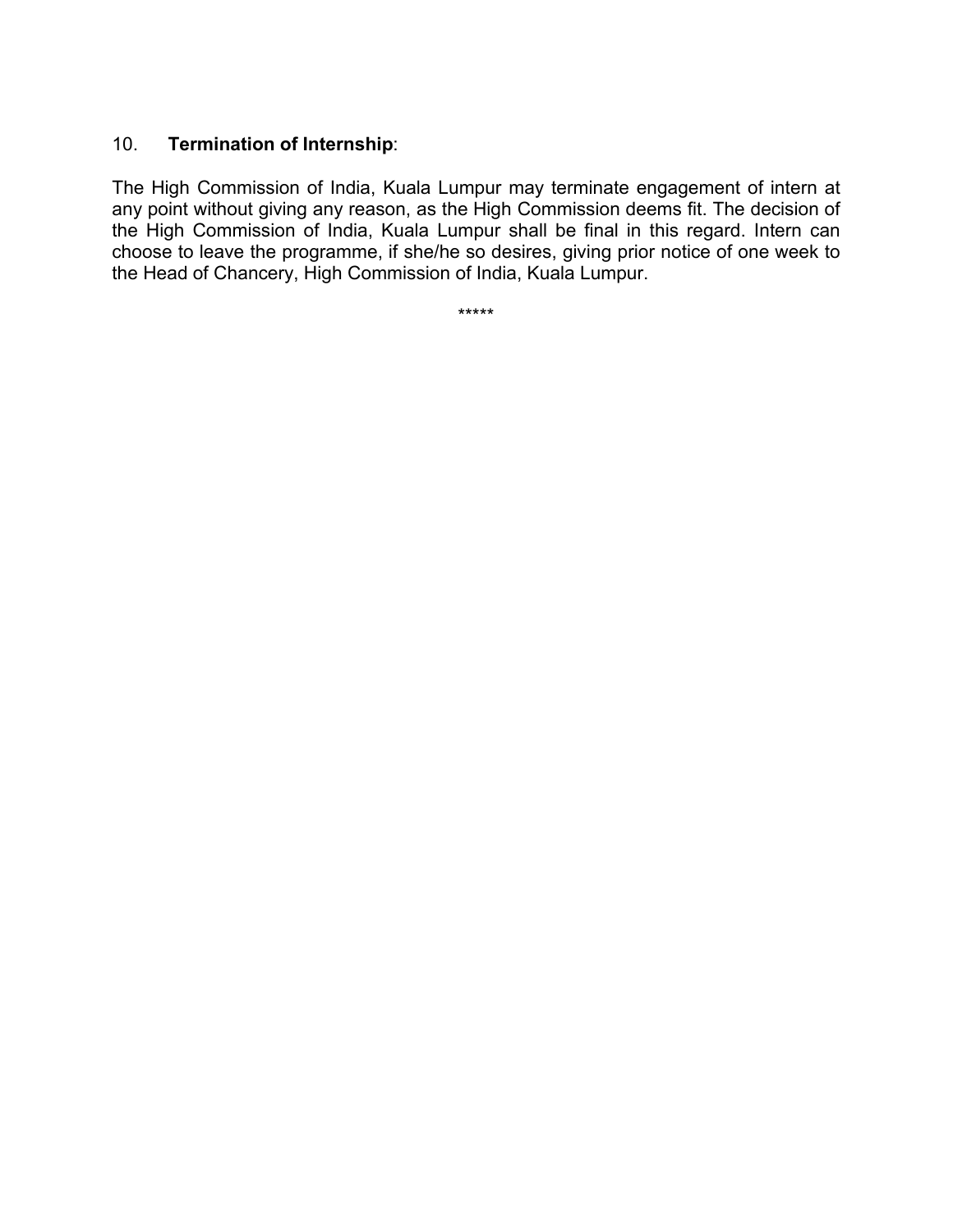10. **Termination of Internship**:

The High Commission of India, Kuala Lumpur may terminate engagement of intern at any point without giving any reason, as the High Commission deems fit. The decision of the High Commission of India, Kuala Lumpur shall be final in this regard. Intern can choose to leave the programme, if she/he so desires, giving prior notice of one week to the Head of Chancery, High Commission of India, Kuala Lumpur.

*****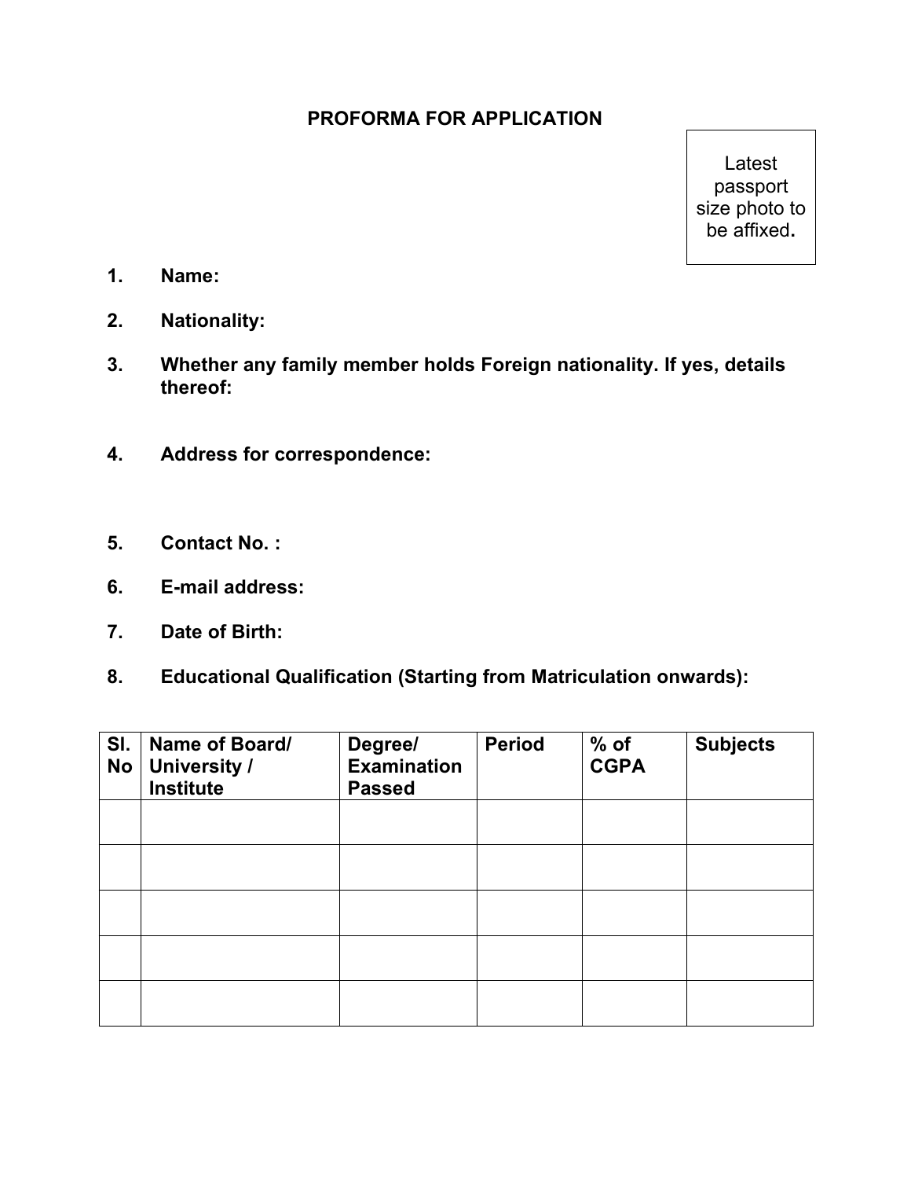## PROFORMA FOR APPLICATION

Latest passport size photo to be affixed.

1. **Name:**

2. **Nationality:**

3. **Whether any family member holds Foreign nationality. If yes, details thereof:**

4. **Address for correspondence:**

5. **Contact No. :**

6. **E-mail address:**

7. **Date of Birth:**

8. **Educational Qualification (Starting from Matriculation onwards):**

| Sl. No | Name of Board/ University / Institute | Degree/ Examination Passed | Period | % of CGPA | Subjects |
|---|---|---|---|---|---|
| | | | | | |
| | | | | | |
| | | | | | |
| | | | | | |
| | | | | | |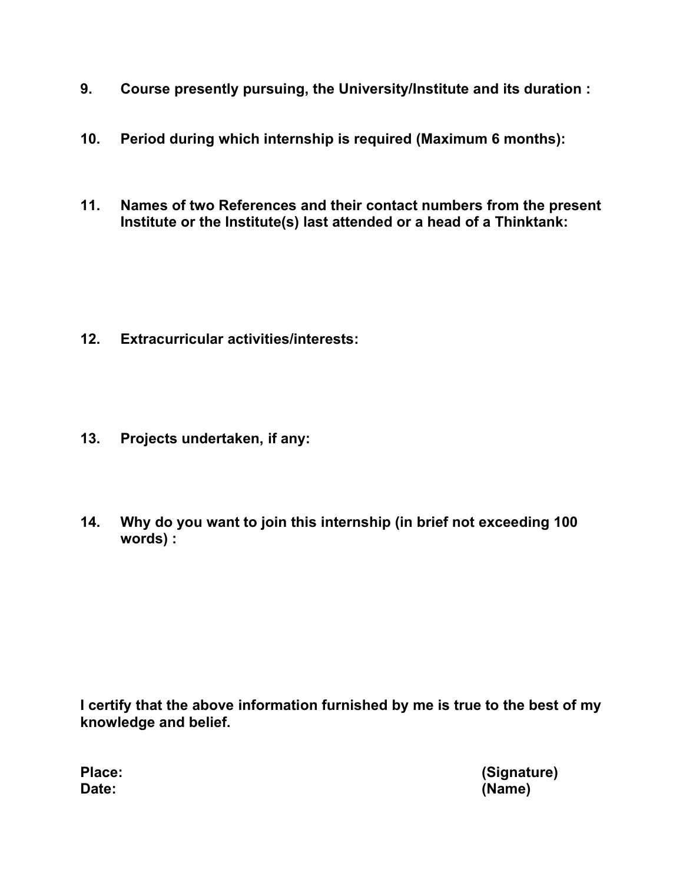**9. Course presently pursuing, the University/Institute and its duration :**

**10. Period during which internship is required (Maximum 6 months):**

**11. Names of two References and their contact numbers from the present Institute or the Institute(s) last attended or a head of a Thinktank:**

**12. Extracurricular activities/interests:**

**13. Projects undertaken, if any:**

**14. Why do you want to join this internship (in brief not exceeding 100 words) :**

**I certify that the above information furnished by me is true to the best of my knowledge and belief.**

**Place:** **(Signature)**
**Date:** **(Name)**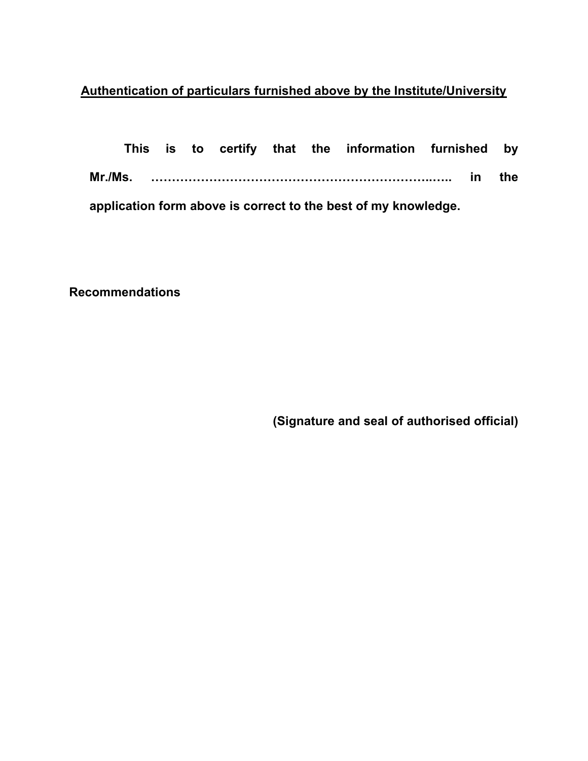**<u>Authentication of particulars furnished above by the Institute/University</u>**

**This is to certify that the information furnished by Mr./Ms. ……………………………………………………………..….. in the application form above is correct to the best of my knowledge.**

**Recommendations**

**(Signature and seal of authorised official)**